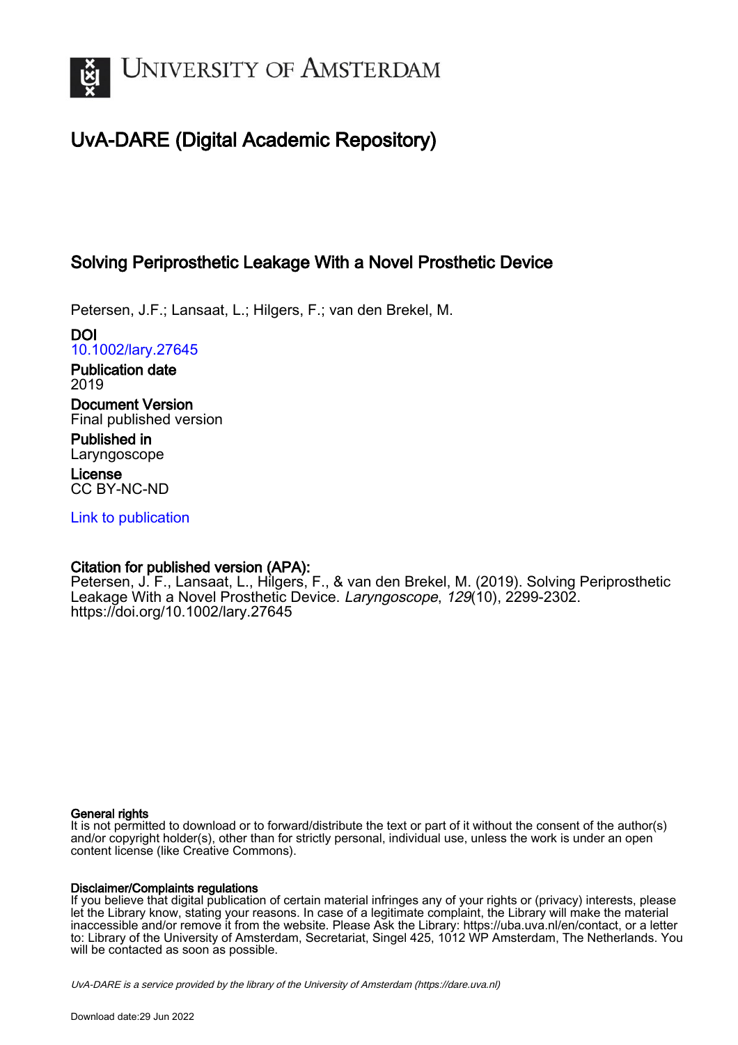# University of Amsterdam

## UvA-DARE (Digital Academic Repository)

### Solving Periprosthetic Leakage With a Novel Prosthetic Device

Petersen, J.F.; Lansaat, L.; Hilgers, F.; van den Brekel, M.

**DOI**
10.1002/lary.27645

**Publication date**
2019

**Document Version**
Final published version

**Published in**
Laryngoscope

**License**
CC BY-NC-ND

Link to publication

**Citation for published version (APA):**
Petersen, J. F., Lansaat, L., Hilgers, F., & van den Brekel, M. (2019). Solving Periprosthetic Leakage With a Novel Prosthetic Device. *Laryngoscope*, *129*(10), 2299-2302. https://doi.org/10.1002/lary.27645

**General rights**
It is not permitted to download or to forward/distribute the text or part of it without the consent of the author(s) and/or copyright holder(s), other than for strictly personal, individual use, unless the work is under an open content license (like Creative Commons).

**Disclaimer/Complaints regulations**
If you believe that digital publication of certain material infringes any of your rights or (privacy) interests, please let the Library know, stating your reasons. In case of a legitimate complaint, the Library will make the material inaccessible and/or remove it from the website. Please Ask the Library: https://uba.uva.nl/en/contact, or a letter to: Library of the University of Amsterdam, Secretariat, Singel 425, 1012 WP Amsterdam, The Netherlands. You will be contacted as soon as possible.

*UvA-DARE is a service provided by the library of the University of Amsterdam (https://dare.uva.nl)*

Download date:29 Jun 2022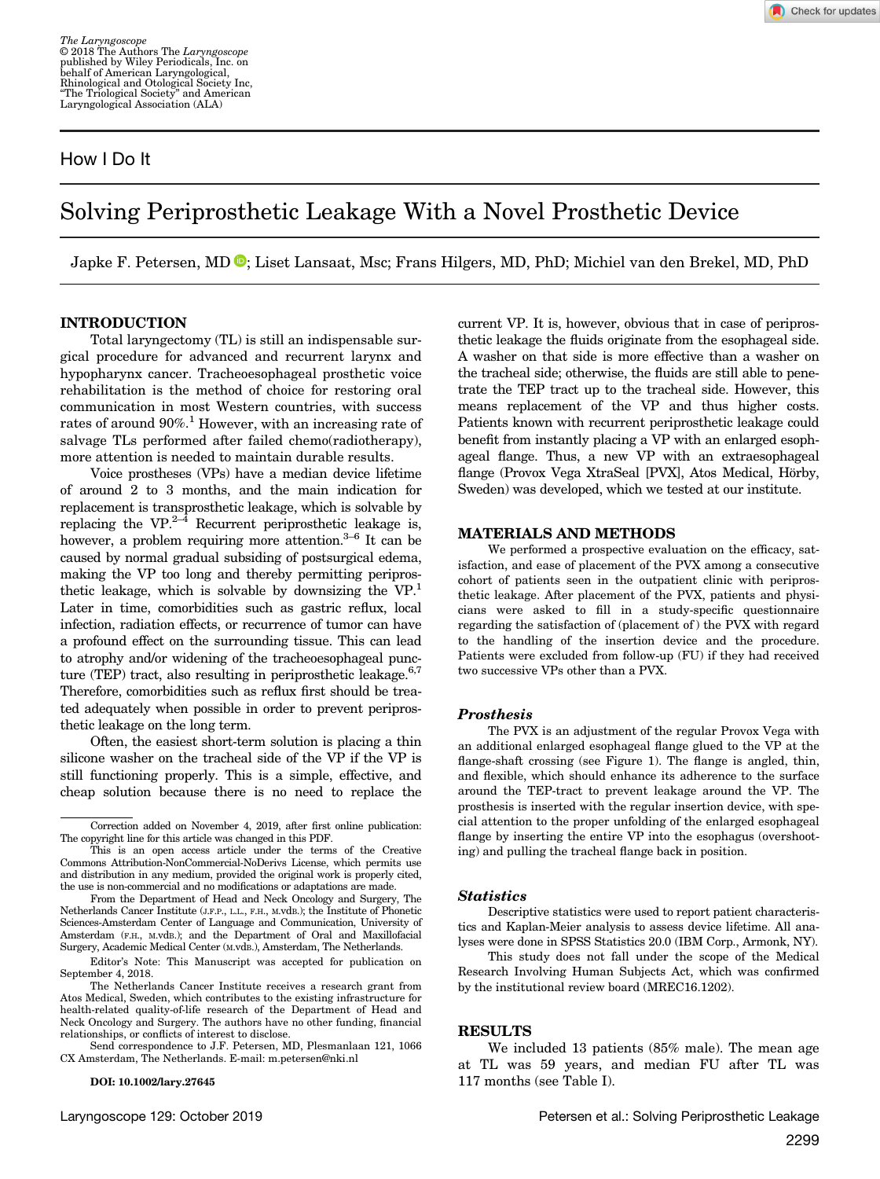# How I Do It

## Solving Periprosthetic Leakage With a Novel Prosthetic Device

Japke F. Petersen, MD; Liset Lansaat, Msc; Frans Hilgers, MD, PhD; Michiel van den Brekel, MD, PhD

### INTRODUCTION

Total laryngectomy (TL) is still an indispensable surgical procedure for advanced and recurrent larynx and hypopharynx cancer. Tracheoesophageal prosthetic voice rehabilitation is the method of choice for restoring oral communication in most Western countries, with success rates of around 90%.[1] However, with an increasing rate of salvage TLs performed after failed chemo(radiotherapy), more attention is needed to maintain durable results.

Voice prostheses (VPs) have a median device lifetime of around 2 to 3 months, and the main indication for replacement is transprosthetic leakage, which is solvable by replacing the VP.[2–4] Recurrent periprosthetic leakage is, however, a problem requiring more attention.[3–6] It can be caused by normal gradual subsiding of postsurgical edema, making the VP too long and thereby permitting periprosthetic leakage, which is solvable by downsizing the VP.[1] Later in time, comorbidities such as gastric reflux, local infection, radiation effects, or recurrence of tumor can have a profound effect on the surrounding tissue. This can lead to atrophy and/or widening of the tracheoesophageal puncture (TEP) tract, also resulting in periprosthetic leakage.[6,7] Therefore, comorbidities such as reflux first should be treated adequately when possible in order to prevent periprosthetic leakage on the long term.

Often, the easiest short-term solution is placing a thin silicone washer on the tracheal side of the VP if the VP is still functioning properly. This is a simple, effective, and cheap solution because there is no need to replace the current VP. It is, however, obvious that in case of periprosthetic leakage the fluids originate from the esophageal side. A washer on that side is more effective than a washer on the tracheal side; otherwise, the fluids are still able to penetrate the TEP tract up to the tracheal side. However, this means replacement of the VP and thus higher costs. Patients known with recurrent periprosthetic leakage could benefit from instantly placing a VP with an enlarged esophageal flange. Thus, a new VP with an extraesophageal flange (Provox Vega XtraSeal [PVX], Atos Medical, Hörby, Sweden) was developed, which we tested at our institute.

Correction added on November 4, 2019, after first online publication: The copyright line for this article was changed in this PDF.

This is an open access article under the terms of the Creative Commons Attribution-NonCommercial-NoDerivs License, which permits use and distribution in any medium, provided the original work is properly cited, the use is non-commercial and no modifications or adaptations are made.

From the Department of Head and Neck Oncology and Surgery, The Netherlands Cancer Institute (J.F.P., L.L., F.H., M.vdB.); the Institute of Phonetic Sciences-Amsterdam Center of Language and Communication, University of Amsterdam (F.H., M.vdB.); and the Department of Oral and Maxillofacial Surgery, Academic Medical Center (M.vdB.), Amsterdam, The Netherlands.

Editor's Note: This Manuscript was accepted for publication on September 4, 2018.

The Netherlands Cancer Institute receives a research grant from Atos Medical, Sweden, which contributes to the existing infrastructure for health-related quality-of-life research of the Department of Head and Neck Oncology and Surgery. The authors have no other funding, financial relationships, or conflicts of interest to disclose.

Send correspondence to J.F. Petersen, MD, Plesmanlaan 121, 1066 CX Amsterdam, The Netherlands. E-mail: m.petersen@nki.nl

DOI: 10.1002/lary.27645

### MATERIALS AND METHODS

We performed a prospective evaluation on the efficacy, satisfaction, and ease of placement of the PVX among a consecutive cohort of patients seen in the outpatient clinic with periprosthetic leakage. After placement of the PVX, patients and physicians were asked to fill in a study-specific questionnaire regarding the satisfaction of (placement of) the PVX with regard to the handling of the insertion device and the procedure. Patients were excluded from follow-up (FU) if they had received two successive VPs other than a PVX.

#### *Prosthesis*

The PVX is an adjustment of the regular Provox Vega with an additional enlarged esophageal flange glued to the VP at the flange-shaft crossing (see Figure 1). The flange is angled, thin, and flexible, which should enhance its adherence to the surface around the TEP-tract to prevent leakage around the VP. The prosthesis is inserted with the regular insertion device, with special attention to the proper unfolding of the enlarged esophageal flange by inserting the entire VP into the esophagus (overshooting) and pulling the tracheal flange back in position.

#### *Statistics*

Descriptive statistics were used to report patient characteristics and Kaplan-Meier analysis to assess device lifetime. All analyses were done in SPSS Statistics 20.0 (IBM Corp., Armonk, NY).

This study does not fall under the scope of the Medical Research Involving Human Subjects Act, which was confirmed by the institutional review board (MREC16.1202).

### RESULTS

We included 13 patients (85% male). The mean age at TL was 59 years, and median FU after TL was 117 months (see Table I).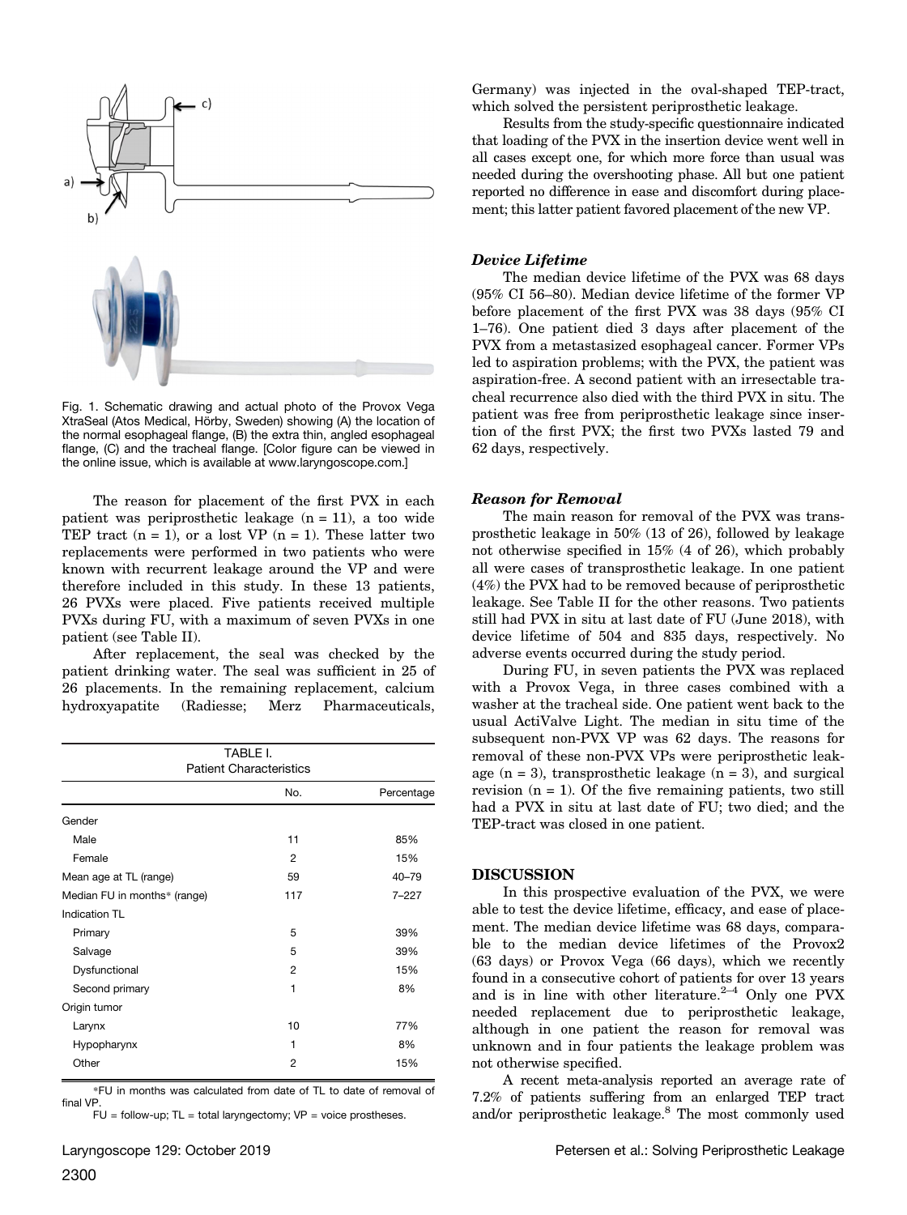Fig. 1. Schematic drawing and actual photo of the Provox Vega XtraSeal (Atos Medical, Hörby, Sweden) showing (A) the location of the normal esophageal flange, (B) the extra thin, angled esophageal flange, (C) and the tracheal flange. [Color figure can be viewed in the online issue, which is available at www.laryngoscope.com.]

The reason for placement of the first PVX in each patient was periprosthetic leakage (n = 11), a too wide TEP tract (n = 1), or a lost VP (n = 1). These latter two replacements were performed in two patients who were known with recurrent leakage around the VP and were therefore included in this study. In these 13 patients, 26 PVXs were placed. Five patients received multiple PVXs during FU, with a maximum of seven PVXs in one patient (see Table II).

After replacement, the seal was checked by the patient drinking water. The seal was sufficient in 25 of 26 placements. In the remaining replacement, calcium hydroxyapatite (Radiesse; Merz Pharmaceuticals, Germany) was injected in the oval-shaped TEP-tract, which solved the persistent periprosthetic leakage.

TABLE I.
Patient Characteristics

| | No. | Percentage |
|---|---|---|
| Gender | | |
| Male | 11 | 85% |
| Female | 2 | 15% |
| Mean age at TL (range) | 59 | 40–79 |
| Median FU in months* (range) | 117 | 7–227 |
| Indication TL | | |
| Primary | 5 | 39% |
| Salvage | 5 | 39% |
| Dysfunctional | 2 | 15% |
| Second primary | 1 | 8% |
| Origin tumor | | |
| Larynx | 10 | 77% |
| Hypopharynx | 1 | 8% |
| Other | 2 | 15% |

*FU in months was calculated from date of TL to date of removal of final VP.
FU = follow-up; TL = total laryngectomy; VP = voice prostheses.

Results from the study-specific questionnaire indicated that loading of the PVX in the insertion device went well in all cases except one, for which more force than usual was needed during the overshooting phase. All but one patient reported no difference in ease and discomfort during placement; this latter patient favored placement of the new VP.

### *Device Lifetime*

The median device lifetime of the PVX was 68 days (95% CI 56–80). Median device lifetime of the former VP before placement of the first PVX was 38 days (95% CI 1–76). One patient died 3 days after placement of the PVX from a metastasized esophageal cancer. Former VPs led to aspiration problems; with the PVX, the patient was aspiration-free. A second patient with an irresectable tracheal recurrence also died with the third PVX in situ. The patient was free from periprosthetic leakage since insertion of the first PVX; the first two PVXs lasted 79 and 62 days, respectively.

### *Reason for Removal*

The main reason for removal of the PVX was transprosthetic leakage in 50% (13 of 26), followed by leakage not otherwise specified in 15% (4 of 26), which probably all were cases of transprosthetic leakage. In one patient (4%) the PVX had to be removed because of periprosthetic leakage. See Table II for the other reasons. Two patients still had PVX in situ at last date of FU (June 2018), with device lifetime of 504 and 835 days, respectively. No adverse events occurred during the study period.

During FU, in seven patients the PVX was replaced with a Provox Vega, in three cases combined with a washer at the tracheal side. One patient went back to the usual ActiValve Light. The median in situ time of the subsequent non-PVX VP was 62 days. The reasons for removal of these non-PVX VPs were periprosthetic leakage (n = 3), transprosthetic leakage (n = 3), and surgical revision (n = 1). Of the five remaining patients, two still had a PVX in situ at last date of FU; two died; and the TEP-tract was closed in one patient.

## DISCUSSION

In this prospective evaluation of the PVX, we were able to test the device lifetime, efficacy, and ease of placement. The median device lifetime was 68 days, comparable to the median device lifetimes of the Provox2 (63 days) or Provox Vega (66 days), which we recently found in a consecutive cohort of patients for over 13 years and is in line with other literature.[2–4] Only one PVX needed replacement due to periprosthetic leakage, although in one patient the reason for removal was unknown and in four patients the leakage problem was not otherwise specified.

A recent meta-analysis reported an average rate of 7.2% of patients suffering from an enlarged TEP tract and/or periprosthetic leakage.[8] The most commonly used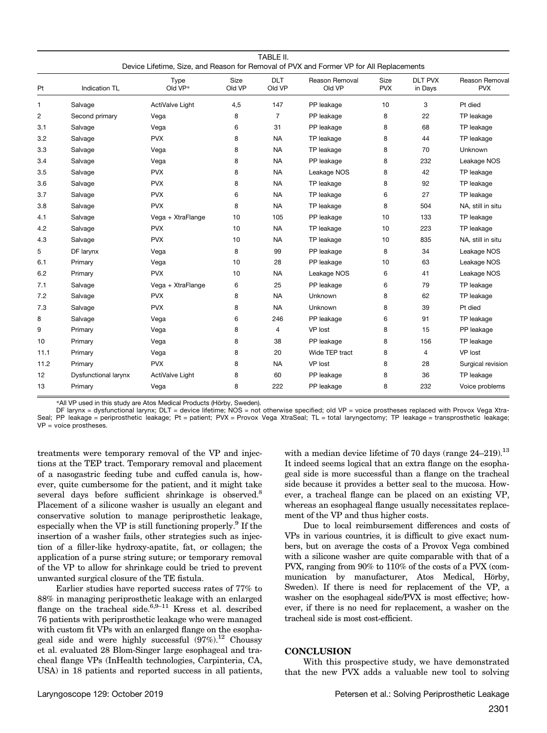TABLE II.
Device Lifetime, Size, and Reason for Removal of PVX and Former VP for All Replacements

| Pt | Indication TL | Type Old VP* | Size Old VP | DLT Old VP | Reason Removal Old VP | Size PVX | DLT PVX in Days | Reason Removal PVX |
|---|---|---|---|---|---|---|---|---|
| 1 | Salvage | ActiValve Light | 4,5 | 147 | PP leakage | 10 | 3 | Pt died |
| 2 | Second primary | Vega | 8 | 7 | PP leakage | 8 | 22 | TP leakage |
| 3.1 | Salvage | Vega | 6 | 31 | PP leakage | 8 | 68 | TP leakage |
| 3.2 | Salvage | PVX | 8 | NA | TP leakage | 8 | 44 | TP leakage |
| 3.3 | Salvage | Vega | 8 | NA | TP leakage | 8 | 70 | Unknown |
| 3.4 | Salvage | Vega | 8 | NA | PP leakage | 8 | 232 | Leakage NOS |
| 3.5 | Salvage | PVX | 8 | NA | Leakage NOS | 8 | 42 | TP leakage |
| 3.6 | Salvage | PVX | 8 | NA | TP leakage | 8 | 92 | TP leakage |
| 3.7 | Salvage | PVX | 6 | NA | TP leakage | 6 | 27 | TP leakage |
| 3.8 | Salvage | PVX | 8 | NA | TP leakage | 8 | 504 | NA, still in situ |
| 4.1 | Salvage | Vega + XtraFlange | 10 | 105 | PP leakage | 10 | 133 | TP leakage |
| 4.2 | Salvage | PVX | 10 | NA | TP leakage | 10 | 223 | TP leakage |
| 4.3 | Salvage | PVX | 10 | NA | TP leakage | 10 | 835 | NA, still in situ |
| 5 | DF larynx | Vega | 8 | 99 | PP leakage | 8 | 34 | Leakage NOS |
| 6.1 | Primary | Vega | 10 | 28 | PP leakage | 10 | 63 | Leakage NOS |
| 6.2 | Primary | PVX | 10 | NA | Leakage NOS | 6 | 41 | Leakage NOS |
| 7.1 | Salvage | Vega + XtraFlange | 6 | 25 | PP leakage | 6 | 79 | TP leakage |
| 7.2 | Salvage | PVX | 8 | NA | Unknown | 8 | 62 | TP leakage |
| 7.3 | Salvage | PVX | 8 | NA | Unknown | 8 | 39 | Pt died |
| 8 | Salvage | Vega | 6 | 246 | PP leakage | 6 | 91 | TP leakage |
| 9 | Primary | Vega | 8 | 4 | VP lost | 8 | 15 | PP leakage |
| 10 | Primary | Vega | 8 | 38 | PP leakage | 8 | 156 | TP leakage |
| 11.1 | Primary | Vega | 8 | 20 | Wide TEP tract | 8 | 4 | VP lost |
| 11.2 | Primary | PVX | 8 | NA | VP lost | 8 | 28 | Surgical revision |
| 12 | Dysfunctional larynx | ActiValve Light | 8 | 60 | PP leakage | 8 | 36 | TP leakage |
| 13 | Primary | Vega | 8 | 222 | PP leakage | 8 | 232 | Voice problems |

*All VP used in this study are Atos Medical Products (Hörby, Sweden).

DF larynx = dysfunctional larynx; DLT = device lifetime; NOS = not otherwise specified; old VP = voice prostheses replaced with Provox Vega XtraSeal; PP leakage = periprosthetic leakage; Pt = patient; PVX = Provox Vega XtraSeal; TL = total laryngectomy; TP leakage = transprosthetic leakage; VP = voice prostheses.

treatments were temporary removal of the VP and injections at the TEP tract. Temporary removal and placement of a nasogastric feeding tube and cuffed canula is, however, quite cumbersome for the patient, and it might take several days before sufficient shrinkage is observed.[8] Placement of a silicone washer is usually an elegant and conservative solution to manage periprosthetic leakage, especially when the VP is still functioning properly.[9] If the insertion of a washer fails, other strategies such as injection of a filler-like hydroxy-apatite, fat, or collagen; the application of a purse string suture; or temporary removal of the VP to allow for shrinkage could be tried to prevent unwanted surgical closure of the TE fistula.

Earlier studies have reported success rates of 77% to 88% in managing periprosthetic leakage with an enlarged flange on the tracheal side.[6,9–11] Kress et al. described 76 patients with periprosthetic leakage who were managed with custom fit VPs with an enlarged flange on the esophageal side and were highly successful (97%).[12] Choussy et al. evaluated 28 Blom-Singer large esophageal and tracheal flange VPs (InHealth technologies, Carpinteria, CA, USA) in 18 patients and reported success in all patients, with a median device lifetime of 70 days (range 24–219).[13] It indeed seems logical that an extra flange on the esophageal side is more successful than a flange on the tracheal side because it provides a better seal to the mucosa. However, a tracheal flange can be placed on an existing VP, whereas an esophageal flange usually necessitates replacement of the VP and thus higher costs.

Due to local reimbursement differences and costs of VPs in various countries, it is difficult to give exact numbers, but on average the costs of a Provox Vega combined with a silicone washer are quite comparable with that of a PVX, ranging from 90% to 110% of the costs of a PVX (communication by manufacturer, Atos Medical, Hörby, Sweden). If there is need for replacement of the VP, a washer on the esophageal side/PVX is most effective; however, if there is no need for replacement, a washer on the tracheal side is most cost-efficient.

## CONCLUSION

With this prospective study, we have demonstrated that the new PVX adds a valuable new tool to solving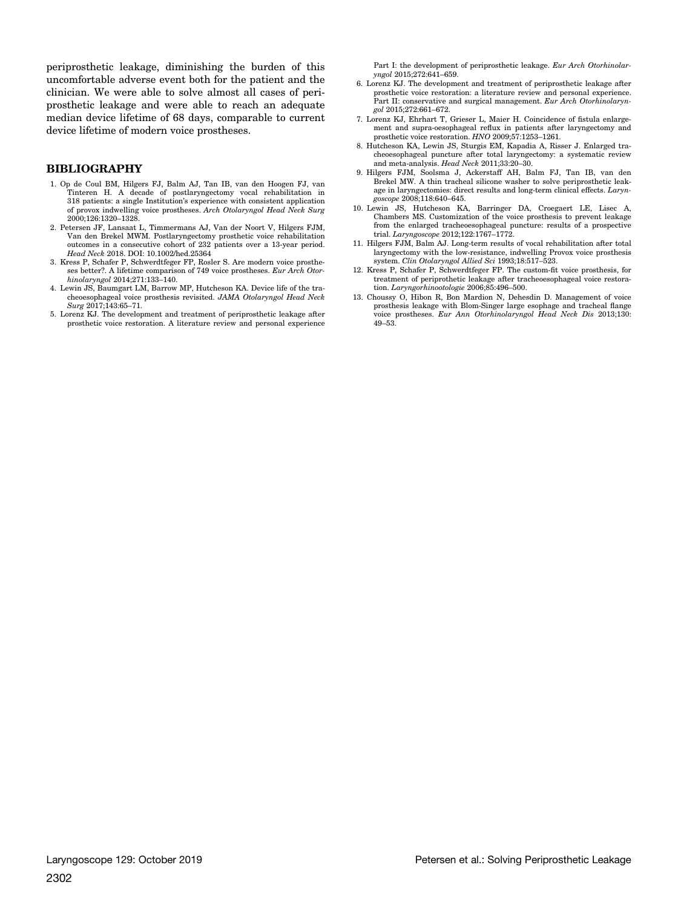periprosthetic leakage, diminishing the burden of this uncomfortable adverse event both for the patient and the clinician. We were able to solve almost all cases of periprosthetic leakage and were able to reach an adequate median device lifetime of 68 days, comparable to current device lifetime of modern voice prostheses.

## BIBLIOGRAPHY

1. Op de Coul BM, Hilgers FJ, Balm AJ, Tan IB, van den Hoogen FJ, van Tinteren H. A decade of postlaryngectomy vocal rehabilitation in 318 patients: a single Institution's experience with consistent application of provox indwelling voice prostheses. *Arch Otolaryngol Head Neck Surg* 2000;126:1320–1328.
2. Petersen JF, Lansaat L, Timmermans AJ, Van der Noort V, Hilgers FJM, Van den Brekel MWM. Postlaryngectomy prosthetic voice rehabilitation outcomes in a consecutive cohort of 232 patients over a 13-year period. *Head Neck* 2018. DOI: 10.1002/hed.25364
3. Kress P, Schafer P, Schwerdtfeger FP, Rosler S. Are modern voice prostheses better?. A lifetime comparison of 749 voice prostheses. *Eur Arch Otorhinolaryngol* 2014;271:133–140.
4. Lewin JS, Baumgart LM, Barrow MP, Hutcheson KA. Device life of the tracheoesophageal voice prosthesis revisited. *JAMA Otolaryngol Head Neck Surg* 2017;143:65–71.
5. Lorenz KJ. The development and treatment of periprosthetic leakage after prosthetic voice restoration. A literature review and personal experience Part I: the development of periprosthetic leakage. *Eur Arch Otorhinolaryngol* 2015;272:641–659.
6. Lorenz KJ. The development and treatment of periprosthetic leakage after prosthetic voice restoration: a literature review and personal experience. Part II: conservative and surgical management. *Eur Arch Otorhinolaryngol* 2015;272:661–672.
7. Lorenz KJ, Ehrhart T, Grieser L, Maier H. Coincidence of fistula enlargement and supra-oesophageal reflux in patients after laryngectomy and prosthetic voice restoration. *HNO* 2009;57:1253–1261.
8. Hutcheson KA, Lewin JS, Sturgis EM, Kapadia A, Risser J. Enlarged tracheoesophageal puncture after total laryngectomy: a systematic review and meta-analysis. *Head Neck* 2011;33:20–30.
9. Hilgers FJM, Soolsma J, Ackerstaff AH, Balm FJ, Tan IB, van den Brekel MW. A thin tracheal silicone washer to solve periprosthetic leakage in laryngectomies: direct results and long-term clinical effects. *Laryngoscope* 2008;118:640–645.
10. Lewin JS, Hutcheson KA, Barringer DA, Croegaert LE, Lisec A, Chambers MS. Customization of the voice prosthesis to prevent leakage from the enlarged tracheoesophageal puncture: results of a prospective trial. *Laryngoscope* 2012;122:1767–1772.
11. Hilgers FJM, Balm AJ. Long-term results of vocal rehabilitation after total laryngectomy with the low-resistance, indwelling Provox voice prosthesis system. *Clin Otolaryngol Allied Sci* 1993;18:517–523.
12. Kress P, Schafer P, Schwerdtfeger FP. The custom-fit voice prosthesis, for treatment of periprothetic leakage after tracheoesophageal voice restoration. *Laryngorhinootologie* 2006;85:496–500.
13. Choussy O, Hibon R, Bon Mardion N, Dehesdin D. Management of voice prosthesis leakage with Blom-Singer large esophage and tracheal flange voice prostheses. *Eur Ann Otorhinolaryngol Head Neck Dis* 2013;130: 49–53.